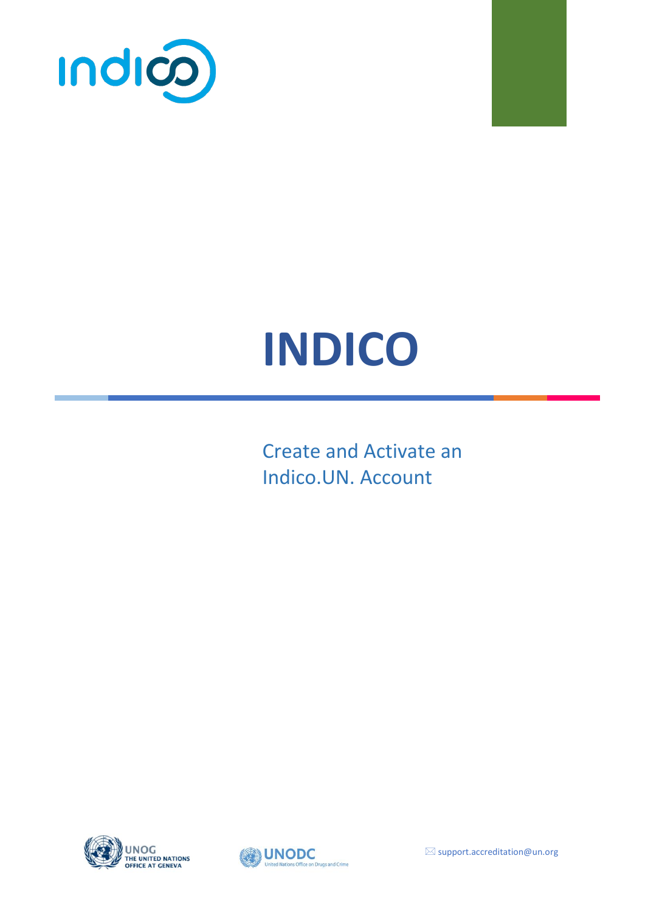# INDICO

Create and Activate an Indico.UN. Account

support.accreditation@un.org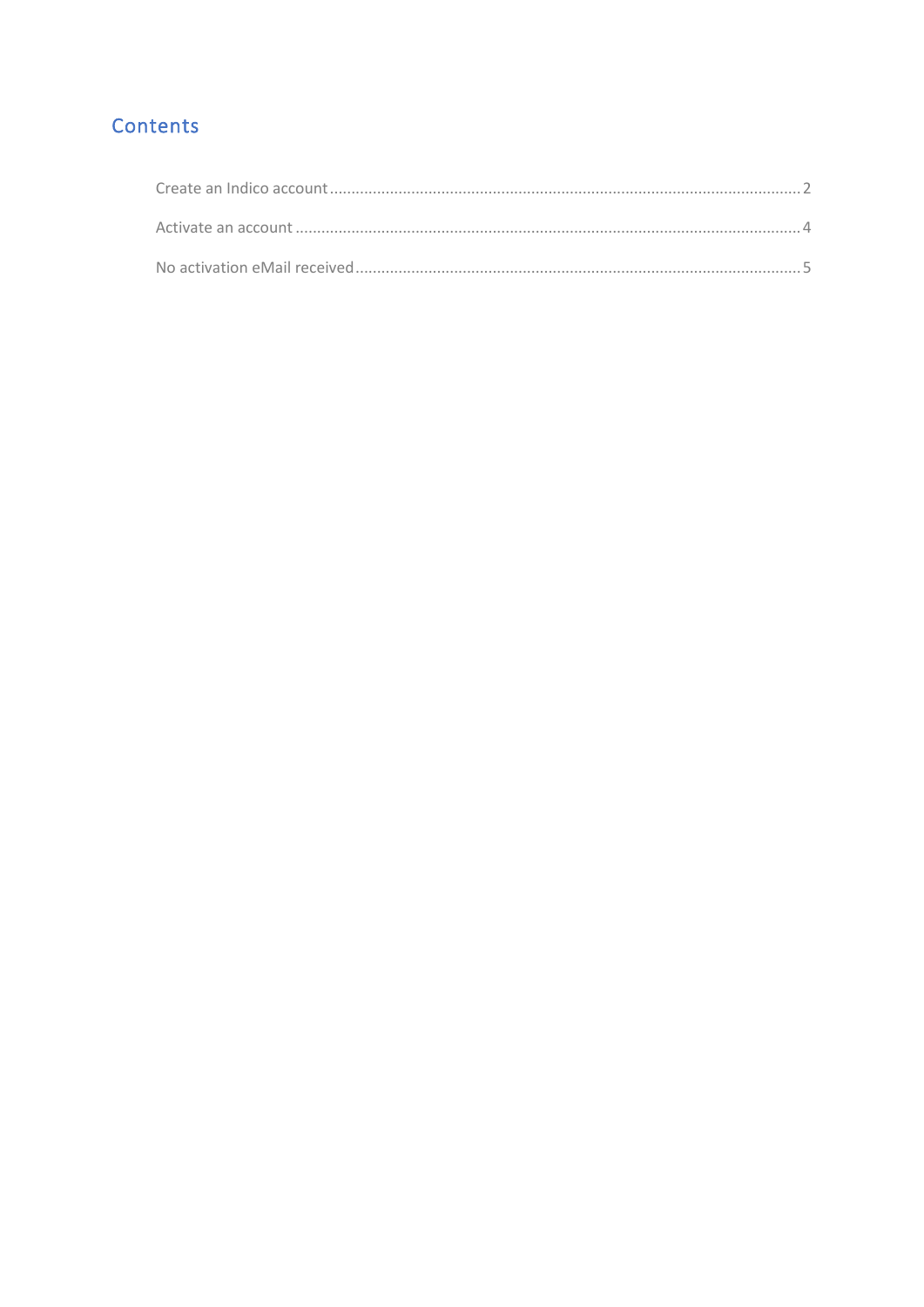# Contents

Create an Indico account .......... 2

Activate an account .......... 4

No activation eMail received .......... 5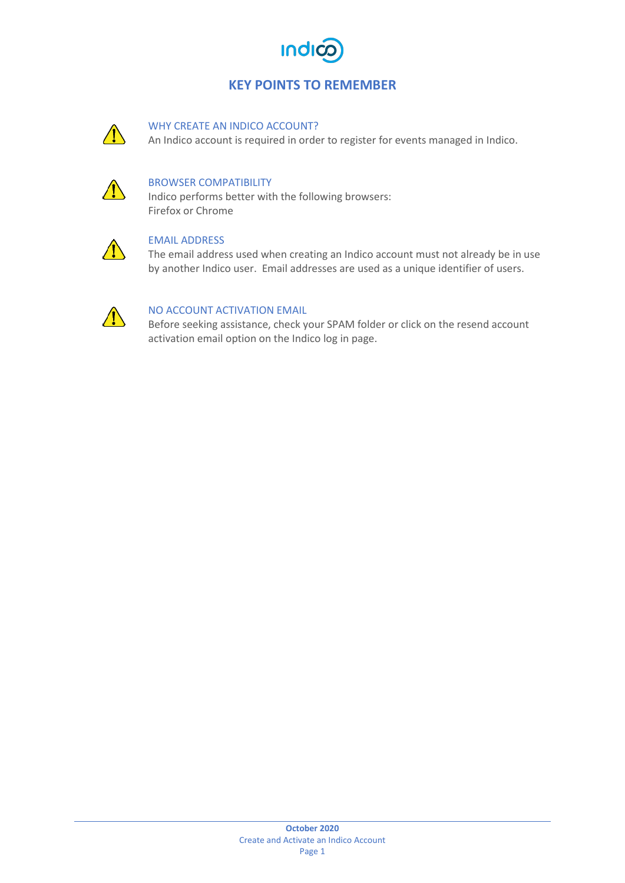# KEY POINTS TO REMEMBER

### WHY CREATE AN INDICO ACCOUNT?

An Indico account is required in order to register for events managed in Indico.

### BROWSER COMPATIBILITY

Indico performs better with the following browsers:
Firefox or Chrome

### EMAIL ADDRESS

The email address used when creating an Indico account must not already be in use by another Indico user. Email addresses are used as a unique identifier of users.

### NO ACCOUNT ACTIVATION EMAIL

Before seeking assistance, check your SPAM folder or click on the resend account activation email option on the Indico log in page.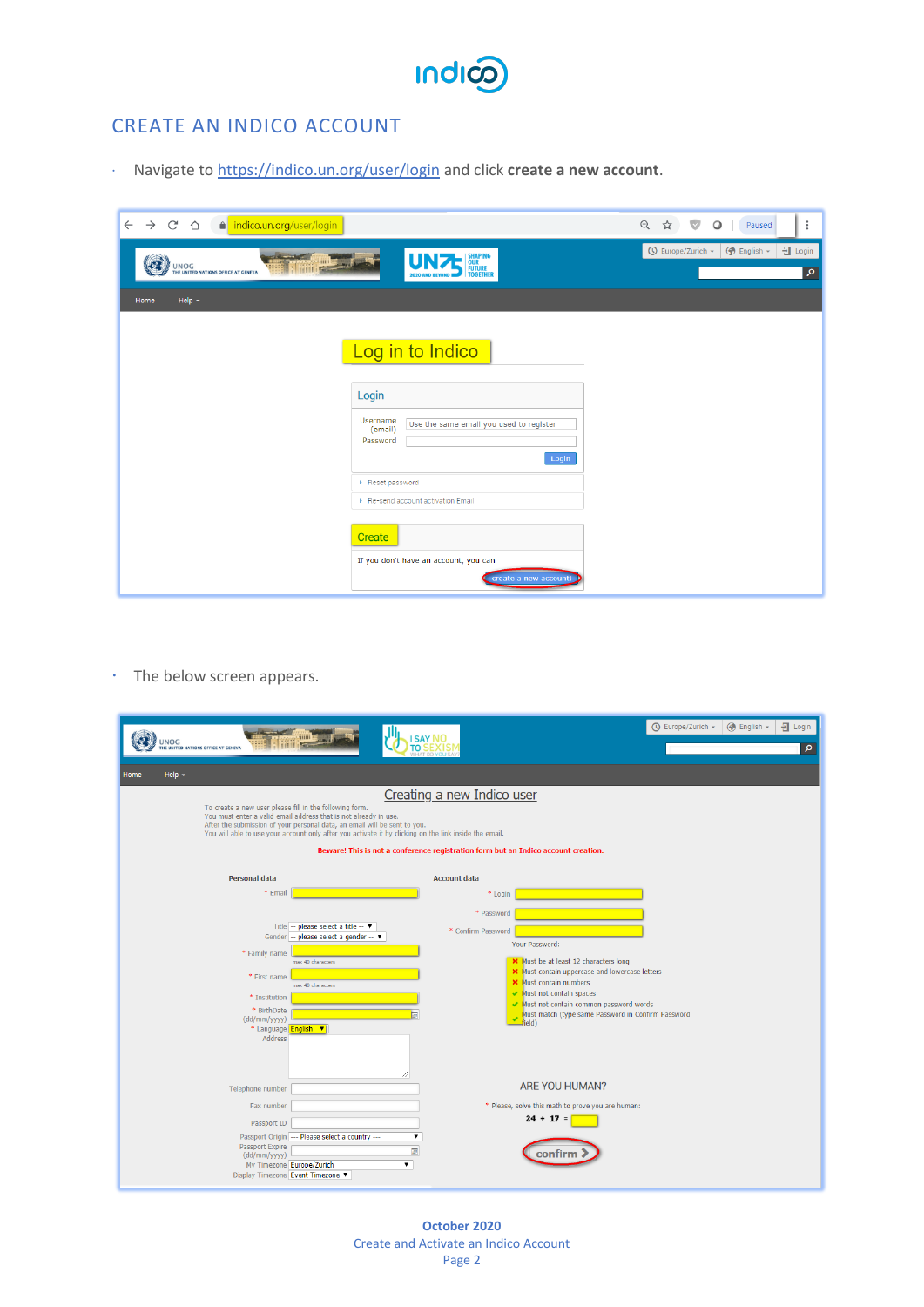# CREATE AN INDICO ACCOUNT

- Navigate to [https://indico.un.org/user/login](https://indico.un.org/user/login) and click **create a new account**.

- The below screen appears.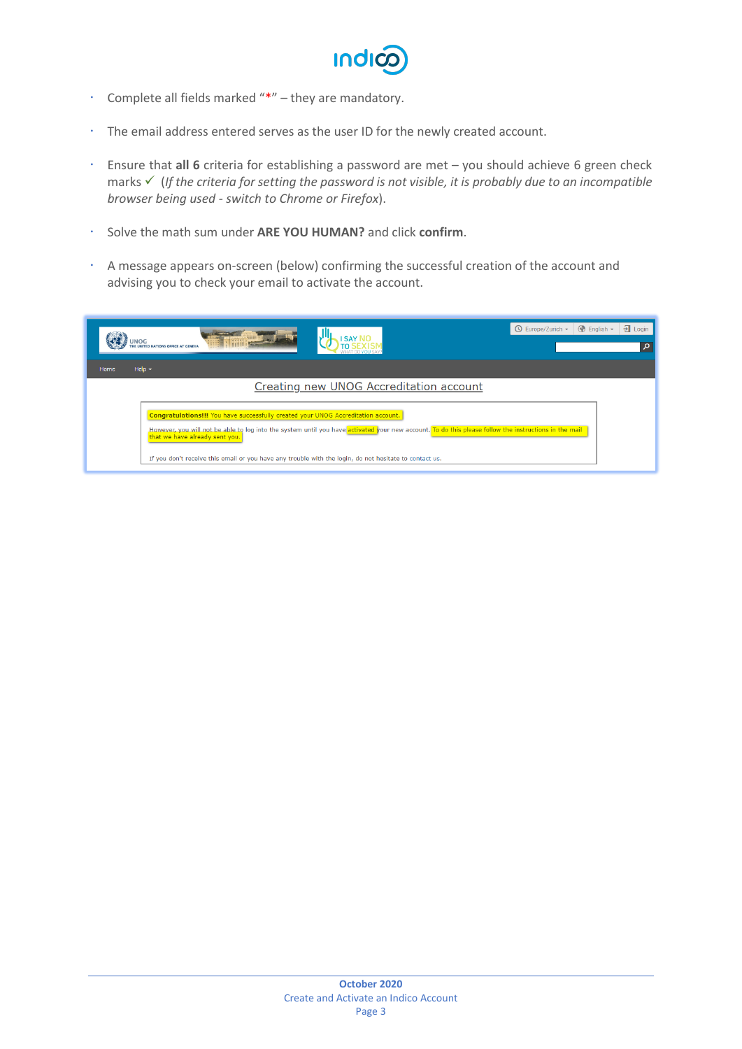- Complete all fields marked "*" – they are mandatory.
- The email address entered serves as the user ID for the newly created account.
- Ensure that **all 6** criteria for establishing a password are met – you should achieve 6 green check marks ✓ (*If the criteria for setting the password is not visible, it is probably due to an incompatible browser being used - switch to Chrome or Firefox*).
- Solve the math sum under **ARE YOU HUMAN?** and click **confirm**.
- A message appears on-screen (below) confirming the successful creation of the account and advising you to check your email to activate the account.

Creating new UNOG Accreditation account

**Congratulations!!!** You have successfully created your UNOG Accreditation account.

However, you will not be able to log into the system until you have activated your new account. To do this please follow the instructions in the mail that we have already sent you.

If you don't receive this email or you have any trouble with the login, do not hesitate to contact us.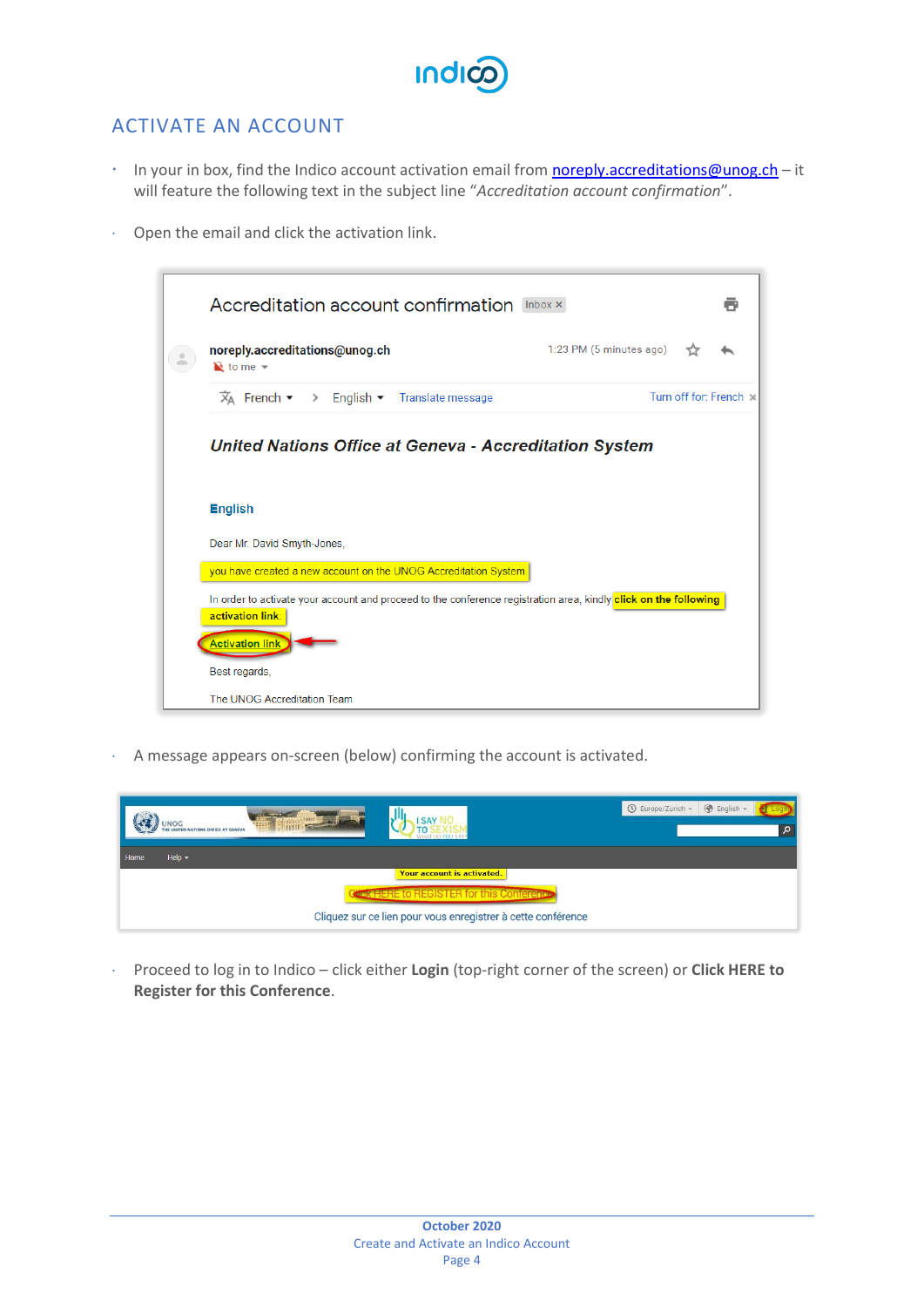## ACTIVATE AN ACCOUNT

- In your in box, find the Indico account activation email from [noreply.accreditations@unog.ch](mailto:noreply.accreditations@unog.ch) – it will feature the following text in the subject line "*Accreditation account confirmation*".

- Open the email and click the activation link.

- A message appears on-screen (below) confirming the account is activated.

- Proceed to log in to Indico – click either **Login** (top-right corner of the screen) or **Click HERE to Register for this Conference**.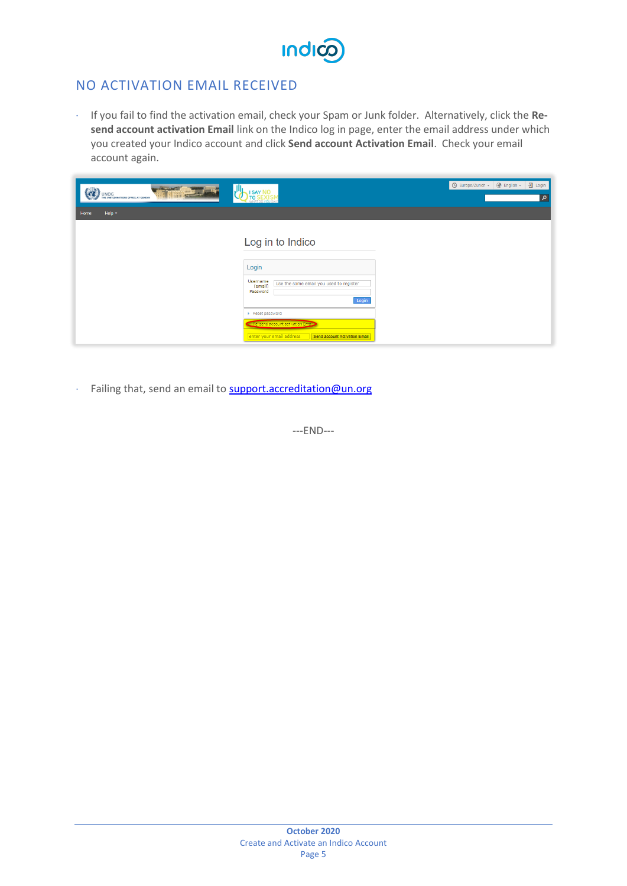## NO ACTIVATION EMAIL RECEIVED

- If you fail to find the activation email, check your Spam or Junk folder. Alternatively, click the **Re-send account activation Email** link on the Indico log in page, enter the email address under which you created your Indico account and click **Send account Activation Email**. Check your email account again.

- Failing that, send an email to support.accreditation@un.org

---END---